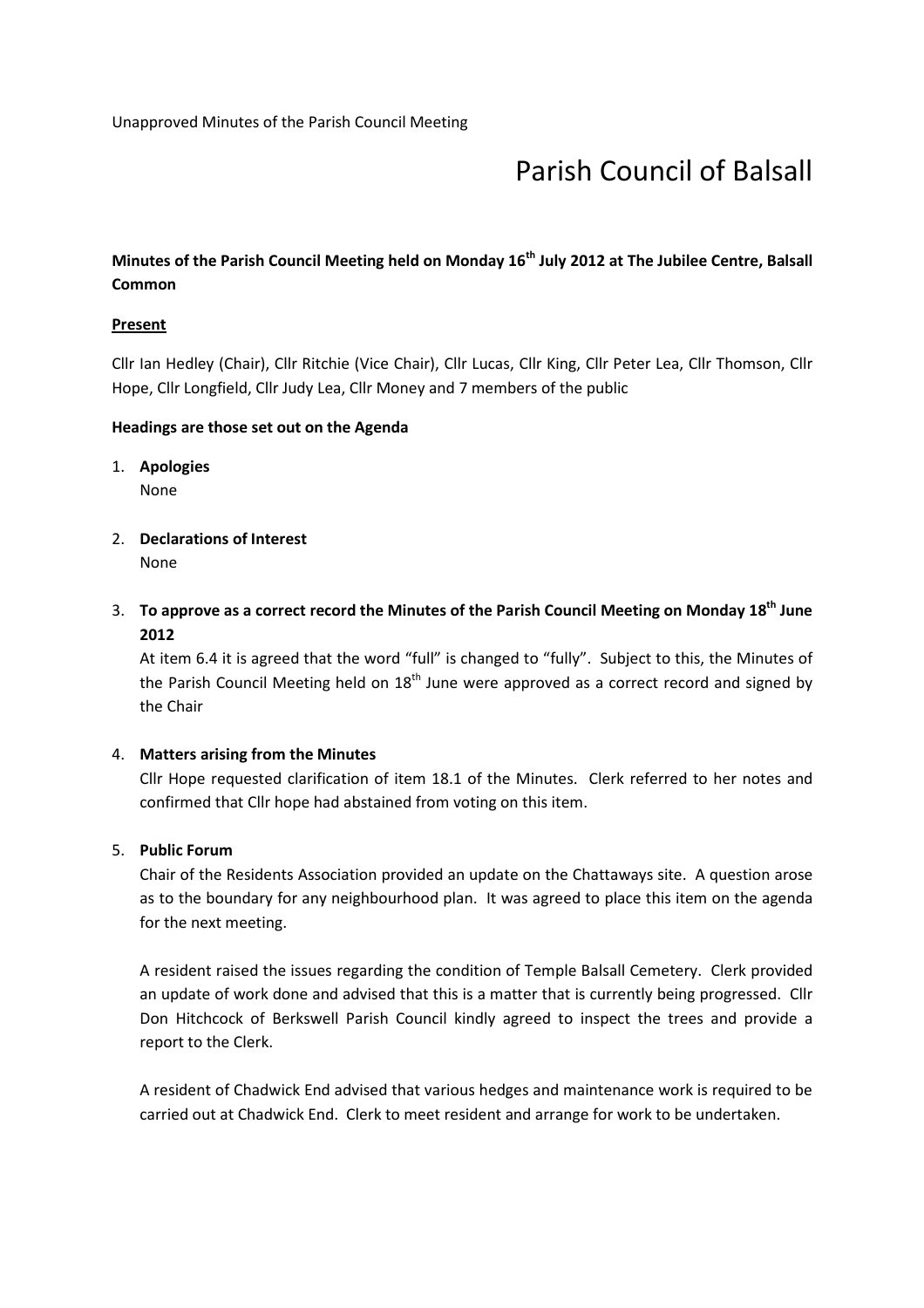Unapproved Minutes of the Parish Council Meeting

# Parish Council of Balsall

**Minutes of the Parish Council Meeting held on Monday 16th July 2012 at The Jubilee Centre, Balsall Common**

**Present**

Cllr Ian Hedley (Chair), Cllr Ritchie (Vice Chair), Cllr Lucas, Cllr King, Cllr Peter Lea, Cllr Thomson, Cllr Hope, Cllr Longfield, Cllr Judy Lea, Cllr Money and 7 members of the public

**Headings are those set out on the Agenda**

1. **Apologies**
   None

2. **Declarations of Interest**
   None

3. **To approve as a correct record the Minutes of the Parish Council Meeting on Monday 18th June 2012**
   At item 6.4 it is agreed that the word "full" is changed to "fully". Subject to this, the Minutes of the Parish Council Meeting held on 18th June were approved as a correct record and signed by the Chair

4. **Matters arising from the Minutes**
   Cllr Hope requested clarification of item 18.1 of the Minutes. Clerk referred to her notes and confirmed that Cllr hope had abstained from voting on this item.

5. **Public Forum**
   Chair of the Residents Association provided an update on the Chattaways site. A question arose as to the boundary for any neighbourhood plan. It was agreed to place this item on the agenda for the next meeting.

   A resident raised the issues regarding the condition of Temple Balsall Cemetery. Clerk provided an update of work done and advised that this is a matter that is currently being progressed. Cllr Don Hitchcock of Berkswell Parish Council kindly agreed to inspect the trees and provide a report to the Clerk.

   A resident of Chadwick End advised that various hedges and maintenance work is required to be carried out at Chadwick End. Clerk to meet resident and arrange for work to be undertaken.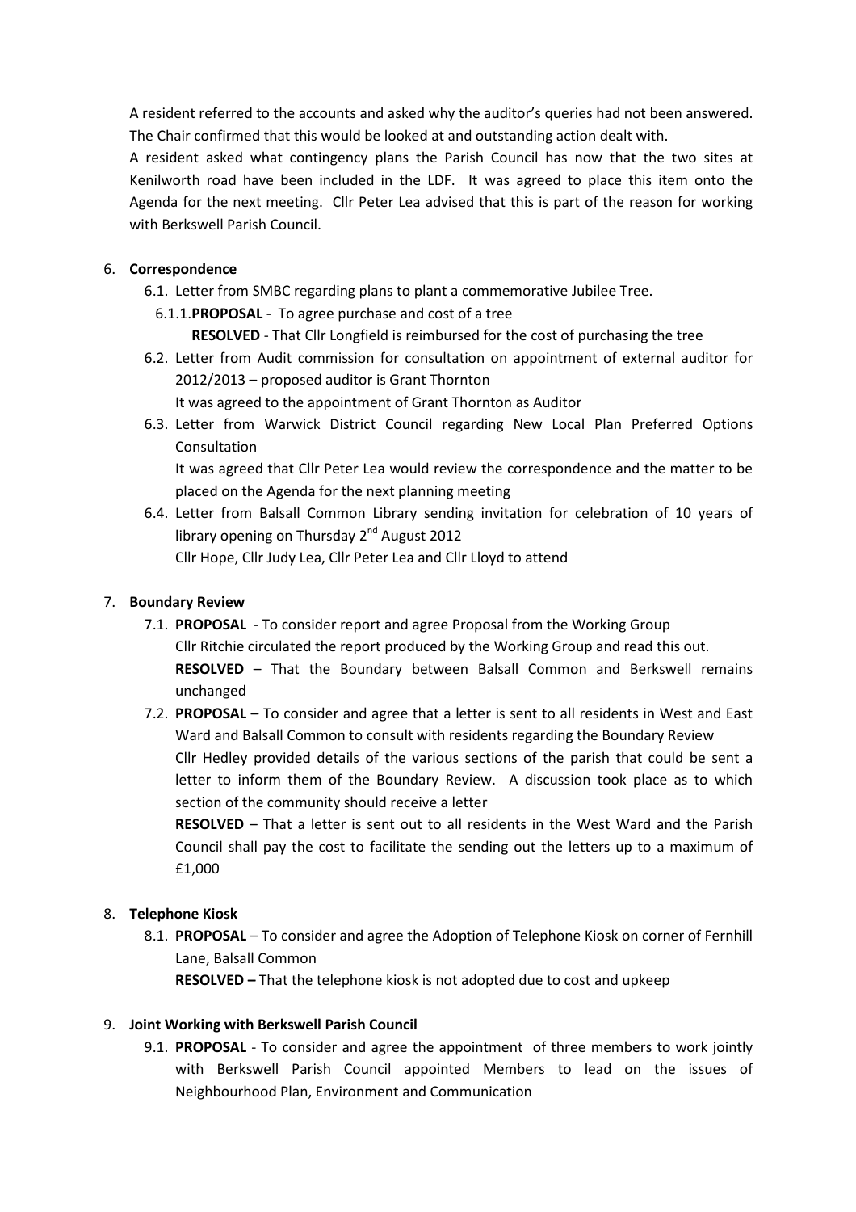A resident referred to the accounts and asked why the auditor's queries had not been answered. The Chair confirmed that this would be looked at and outstanding action dealt with.

A resident asked what contingency plans the Parish Council has now that the two sites at Kenilworth road have been included in the LDF. It was agreed to place this item onto the Agenda for the next meeting. Cllr Peter Lea advised that this is part of the reason for working with Berkswell Parish Council.

6. **Correspondence**
   - 6.1. Letter from SMBC regarding plans to plant a commemorative Jubilee Tree.
     - 6.1.1. **PROPOSAL** - To agree purchase and cost of a tree
       
       **RESOLVED** - That Cllr Longfield is reimbursed for the cost of purchasing the tree
   - 6.2. Letter from Audit commission for consultation on appointment of external auditor for 2012/2013 – proposed auditor is Grant Thornton
     
     It was agreed to the appointment of Grant Thornton as Auditor
   - 6.3. Letter from Warwick District Council regarding New Local Plan Preferred Options Consultation
     
     It was agreed that Cllr Peter Lea would review the correspondence and the matter to be placed on the Agenda for the next planning meeting
   - 6.4. Letter from Balsall Common Library sending invitation for celebration of 10 years of library opening on Thursday 2nd August 2012
     
     Cllr Hope, Cllr Judy Lea, Cllr Peter Lea and Cllr Lloyd to attend

7. **Boundary Review**
   - 7.1. **PROPOSAL** - To consider report and agree Proposal from the Working Group
     
     Cllr Ritchie circulated the report produced by the Working Group and read this out.
     
     **RESOLVED** – That the Boundary between Balsall Common and Berkswell remains unchanged
   - 7.2. **PROPOSAL** – To consider and agree that a letter is sent to all residents in West and East Ward and Balsall Common to consult with residents regarding the Boundary Review
     
     Cllr Hedley provided details of the various sections of the parish that could be sent a letter to inform them of the Boundary Review. A discussion took place as to which section of the community should receive a letter
     
     **RESOLVED** – That a letter is sent out to all residents in the West Ward and the Parish Council shall pay the cost to facilitate the sending out the letters up to a maximum of £1,000

8. **Telephone Kiosk**
   - 8.1. **PROPOSAL** – To consider and agree the Adoption of Telephone Kiosk on corner of Fernhill Lane, Balsall Common
     
     **RESOLVED –** That the telephone kiosk is not adopted due to cost and upkeep

9. **Joint Working with Berkswell Parish Council**
   - 9.1. **PROPOSAL** - To consider and agree the appointment of three members to work jointly with Berkswell Parish Council appointed Members to lead on the issues of Neighbourhood Plan, Environment and Communication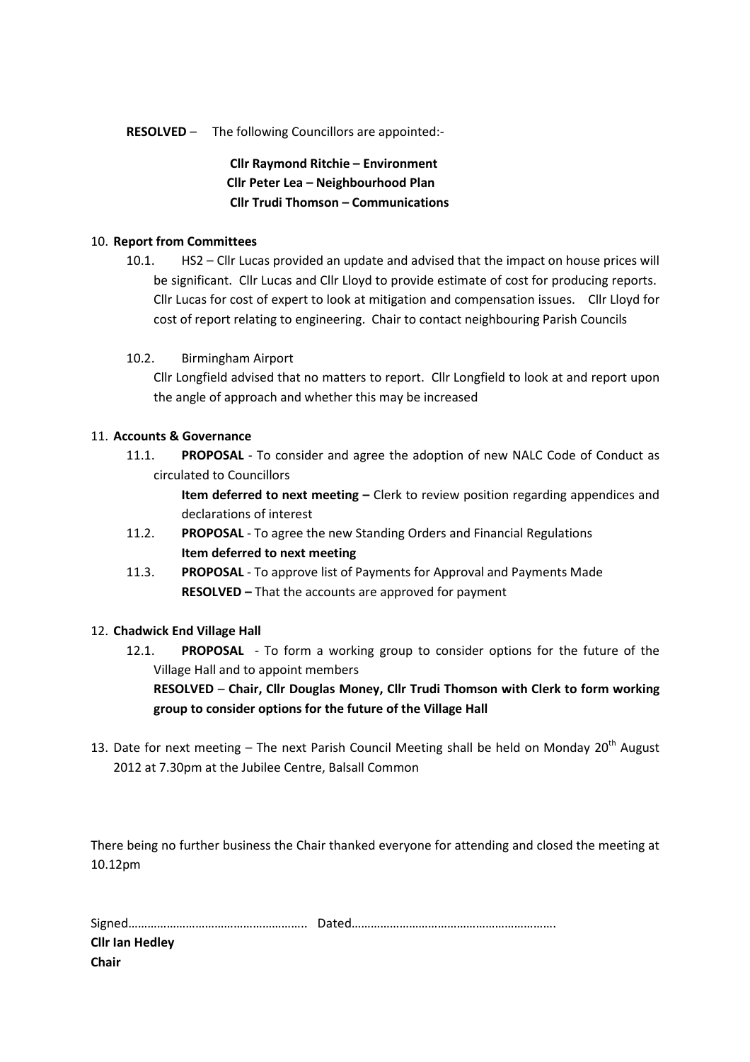**RESOLVED** – The following Councillors are appointed:-

**Cllr Raymond Ritchie – Environment**
**Cllr Peter Lea – Neighbourhood Plan**
**Cllr Trudi Thomson – Communications**

10. **Report from Committees**
    10.1. HS2 – Cllr Lucas provided an update and advised that the impact on house prices will be significant. Cllr Lucas and Cllr Lloyd to provide estimate of cost for producing reports. Cllr Lucas for cost of expert to look at mitigation and compensation issues. Cllr Lloyd for cost of report relating to engineering. Chair to contact neighbouring Parish Councils

    10.2. Birmingham Airport
    Cllr Longfield advised that no matters to report. Cllr Longfield to look at and report upon the angle of approach and whether this may be increased

11. **Accounts & Governance**
    11.1. **PROPOSAL** - To consider and agree the adoption of new NALC Code of Conduct as circulated to Councillors
    **Item deferred to next meeting –** Clerk to review position regarding appendices and declarations of interest
    11.2. **PROPOSAL** - To agree the new Standing Orders and Financial Regulations
    **Item deferred to next meeting**
    11.3. **PROPOSAL** - To approve list of Payments for Approval and Payments Made
    **RESOLVED –** That the accounts are approved for payment

12. **Chadwick End Village Hall**
    12.1. **PROPOSAL** - To form a working group to consider options for the future of the Village Hall and to appoint members
    **RESOLVED** – **Chair, Cllr Douglas Money, Cllr Trudi Thomson with Clerk to form working group to consider options for the future of the Village Hall**

13. Date for next meeting – The next Parish Council Meeting shall be held on Monday 20th August 2012 at 7.30pm at the Jubilee Centre, Balsall Common

There being no further business the Chair thanked everyone for attending and closed the meeting at 10.12pm

Signed……………………………………………….. Dated……………………………………………………….
**Cllr Ian Hedley**
**Chair**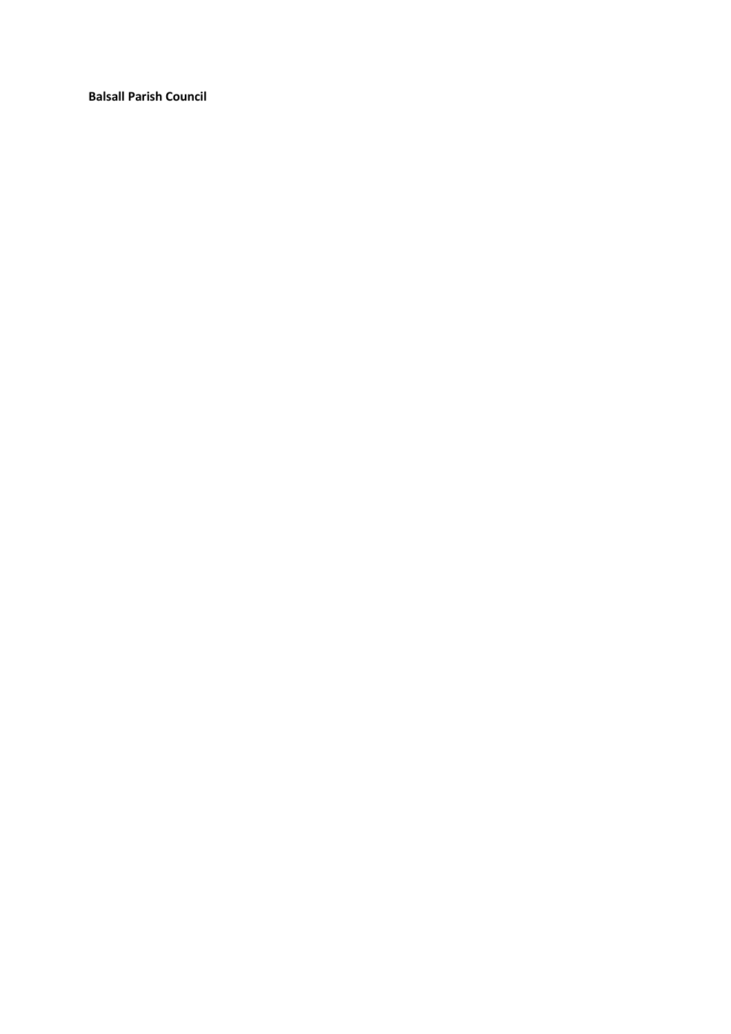**Balsall Parish Council**